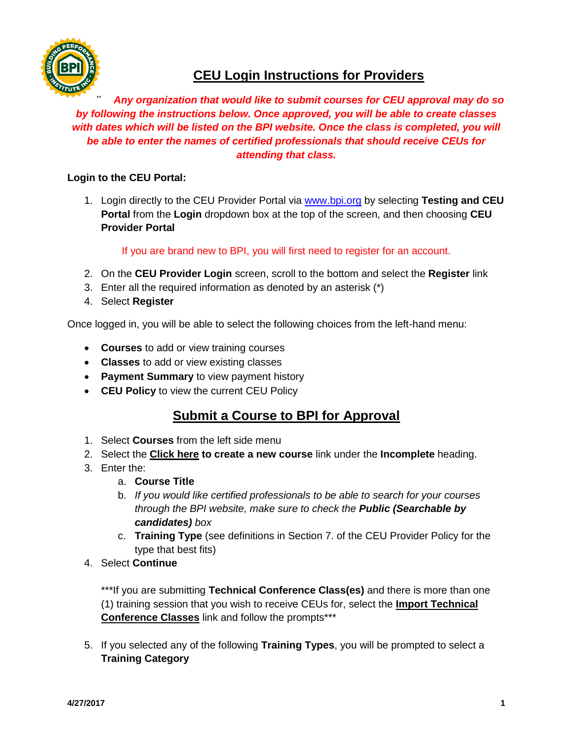# CEU Login Instructions for Providers

***Any organization that would like to submit courses for CEU approval may do so by following the instructions below. Once approved, you will be able to create classes with dates which will be listed on the BPI website. Once the class is completed, you will be able to enter the names of certified professionals that should receive CEUs for attending that class.***

**Login to the CEU Portal:**

1. Login directly to the CEU Provider Portal via [www.bpi.org](http://www.bpi.org) by selecting **Testing and CEU Portal** from the **Login** dropdown box at the top of the screen, and then choosing **CEU Provider Portal**

   If you are brand new to BPI, you will first need to register for an account.

2. On the **CEU Provider Login** screen, scroll to the bottom and select the **Register** link
3. Enter all the required information as denoted by an asterisk (*)
4. Select **Register**

Once logged in, you will be able to select the following choices from the left-hand menu:

- **Courses** to add or view training courses
- **Classes** to add or view existing classes
- **Payment Summary** to view payment history
- **CEU Policy** to view the current CEU Policy

## Submit a Course to BPI for Approval

1. Select **Courses** from the left side menu
2. Select the **Click here to create a new course** link under the **Incomplete** heading.
3. Enter the:
   a. **Course Title**
   b. *If you would like certified professionals to be able to search for your courses through the BPI website, make sure to check the **Public (Searchable by candidates)** box*
   c. **Training Type** (see definitions in Section 7. of the CEU Provider Policy for the type that best fits)
4. Select **Continue**

   ***If you are submitting **Technical Conference Class(es)** and there is more than one (1) training session that you wish to receive CEUs for, select the **Import Technical Conference Classes** link and follow the prompts***

5. If you selected any of the following **Training Types**, you will be prompted to select a **Training Category**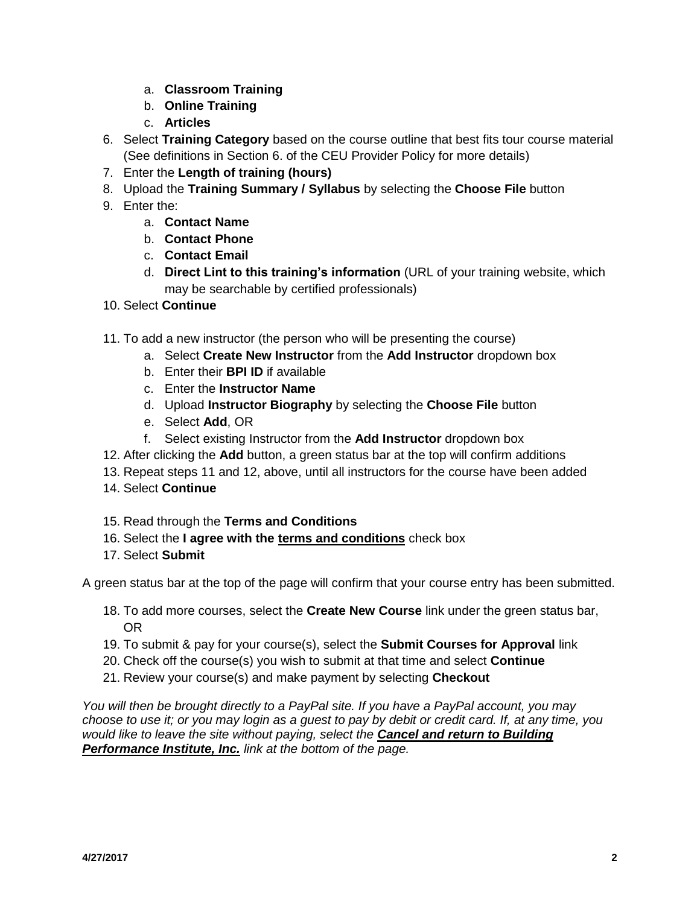a. **Classroom Training**
   b. **Online Training**
   c. **Articles**
6. Select **Training Category** based on the course outline that best fits tour course material (See definitions in Section 6. of the CEU Provider Policy for more details)
7. Enter the **Length of training (hours)**
8. Upload the **Training Summary / Syllabus** by selecting the **Choose File** button
9. Enter the:
   a. **Contact Name**
   b. **Contact Phone**
   c. **Contact Email**
   d. **Direct Lint to this training's information** (URL of your training website, which may be searchable by certified professionals)
10. Select **Continue**

11. To add a new instructor (the person who will be presenting the course)
    a. Select **Create New Instructor** from the **Add Instructor** dropdown box
    b. Enter their **BPI ID** if available
    c. Enter the **Instructor Name**
    d. Upload **Instructor Biography** by selecting the **Choose File** button
    e. Select **Add**, OR
    f. Select existing Instructor from the **Add Instructor** dropdown box
12. After clicking the **Add** button, a green status bar at the top will confirm additions
13. Repeat steps 11 and 12, above, until all instructors for the course have been added
14. Select **Continue**

15. Read through the **Terms and Conditions**
16. Select the **I agree with the <u>terms and conditions</u>** check box
17. Select **Submit**

A green status bar at the top of the page will confirm that your course entry has been submitted.

18. To add more courses, select the **Create New Course** link under the green status bar, OR
19. To submit & pay for your course(s), select the **Submit Courses for Approval** link
20. Check off the course(s) you wish to submit at that time and select **Continue**
21. Review your course(s) and make payment by selecting **Checkout**

*You will then be brought directly to a PayPal site. If you have a PayPal account, you may choose to use it; or you may login as a guest to pay by debit or credit card. If, at any time, you would like to leave the site without paying, select the* ***<u>Cancel and return to Building Performance Institute, Inc.</u>*** *link at the bottom of the page.*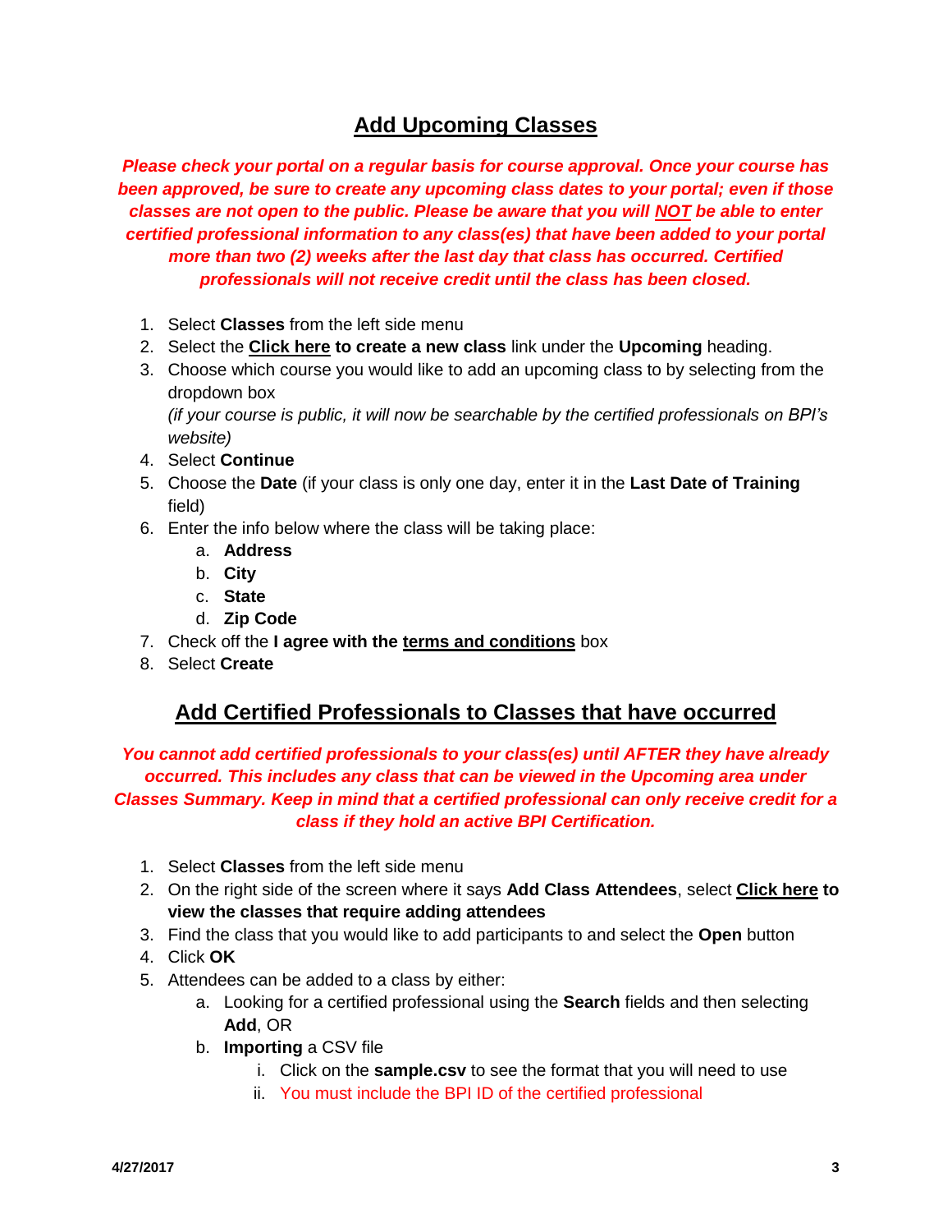## Add Upcoming Classes

***Please check your portal on a regular basis for course approval. Once your course has been approved, be sure to create any upcoming class dates to your portal; even if those classes are not open to the public. Please be aware that you will NOT be able to enter certified professional information to any class(es) that have been added to your portal more than two (2) weeks after the last day that class has occurred. Certified professionals will not receive credit until the class has been closed.***

1. Select **Classes** from the left side menu
2. Select the **Click here to create a new class** link under the **Upcoming** heading.
3. Choose which course you would like to add an upcoming class to by selecting from the dropdown box
   *(if your course is public, it will now be searchable by the certified professionals on BPI's website)*
4. Select **Continue**
5. Choose the **Date** (if your class is only one day, enter it in the **Last Date of Training** field)
6. Enter the info below where the class will be taking place:
   a. **Address**
   b. **City**
   c. **State**
   d. **Zip Code**
7. Check off the **I agree with the terms and conditions** box
8. Select **Create**

## Add Certified Professionals to Classes that have occurred

***You cannot add certified professionals to your class(es) until AFTER they have already occurred. This includes any class that can be viewed in the Upcoming area under Classes Summary. Keep in mind that a certified professional can only receive credit for a class if they hold an active BPI Certification.***

1. Select **Classes** from the left side menu
2. On the right side of the screen where it says **Add Class Attendees**, select **Click here to view the classes that require adding attendees**
3. Find the class that you would like to add participants to and select the **Open** button
4. Click **OK**
5. Attendees can be added to a class by either:
   a. Looking for a certified professional using the **Search** fields and then selecting **Add**, OR
   b. **Importing** a CSV file
      i. Click on the **sample.csv** to see the format that you will need to use
      ii. You must include the BPI ID of the certified professional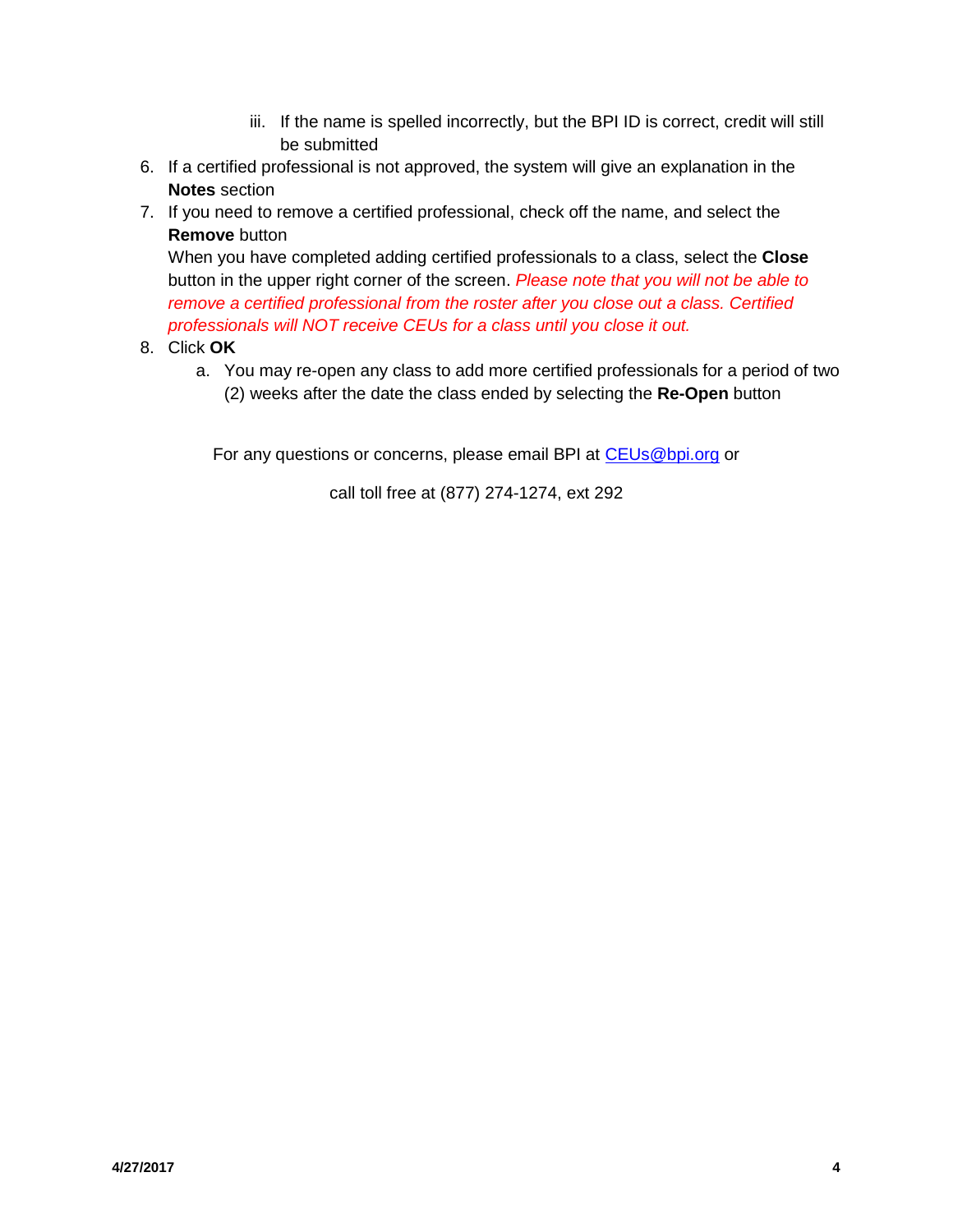iii. If the name is spelled incorrectly, but the BPI ID is correct, credit will still be submitted

6. If a certified professional is not approved, the system will give an explanation in the **Notes** section
7. If you need to remove a certified professional, check off the name, and select the **Remove** button

   When you have completed adding certified professionals to a class, select the **Close** button in the upper right corner of the screen. *Please note that you will not be able to remove a certified professional from the roster after you close out a class. Certified professionals will NOT receive CEUs for a class until you close it out.*
8. Click **OK**
   a. You may re-open any class to add more certified professionals for a period of two (2) weeks after the date the class ended by selecting the **Re-Open** button

For any questions or concerns, please email BPI at CEUs@bpi.org or

call toll free at (877) 274-1274, ext 292

4/27/2017